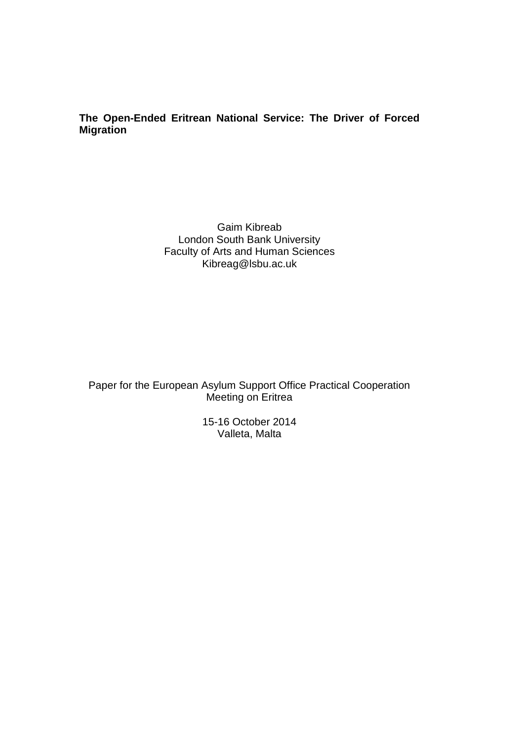**The Open-Ended Eritrean National Service: The Driver of Forced Migration**

Gaim Kibreab
London South Bank University
Faculty of Arts and Human Sciences
Kibreag@lsbu.ac.uk

Paper for the European Asylum Support Office Practical Cooperation Meeting on Eritrea

15-16 October 2014
Valleta, Malta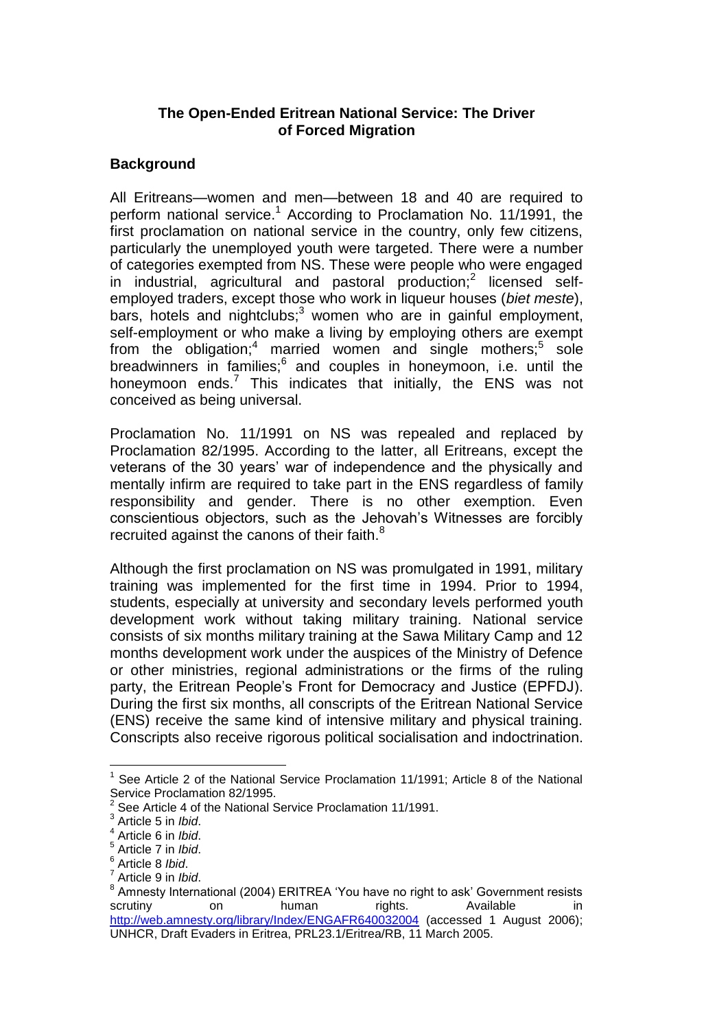## The Open-Ended Eritrean National Service: The Driver of Forced Migration

### Background

All Eritreans—women and men—between 18 and 40 are required to perform national service.[1] According to Proclamation No. 11/1991, the first proclamation on national service in the country, only few citizens, particularly the unemployed youth were targeted. There were a number of categories exempted from NS. These were people who were engaged in industrial, agricultural and pastoral production;[2] licensed self-employed traders, except those who work in liqueur houses (*biet meste*), bars, hotels and nightclubs;[3] women who are in gainful employment, self-employment or who make a living by employing others are exempt from the obligation;[4] married women and single mothers;[5] sole breadwinners in families;[6] and couples in honeymoon, i.e. until the honeymoon ends.[7] This indicates that initially, the ENS was not conceived as being universal.

Proclamation No. 11/1991 on NS was repealed and replaced by Proclamation 82/1995. According to the latter, all Eritreans, except the veterans of the 30 years' war of independence and the physically and mentally infirm are required to take part in the ENS regardless of family responsibility and gender. There is no other exemption. Even conscientious objectors, such as the Jehovah's Witnesses are forcibly recruited against the canons of their faith.[8]

Although the first proclamation on NS was promulgated in 1991, military training was implemented for the first time in 1994. Prior to 1994, students, especially at university and secondary levels performed youth development work without taking military training. National service consists of six months military training at the Sawa Military Camp and 12 months development work under the auspices of the Ministry of Defence or other ministries, regional administrations or the firms of the ruling party, the Eritrean People's Front for Democracy and Justice (EPFDJ). During the first six months, all conscripts of the Eritrean National Service (ENS) receive the same kind of intensive military and physical training. Conscripts also receive rigorous political socialisation and indoctrination.

---

[1] See Article 2 of the National Service Proclamation 11/1991; Article 8 of the National Service Proclamation 82/1995.

[2] See Article 4 of the National Service Proclamation 11/1991.

[3] Article 5 in *Ibid*.

[4] Article 6 in *Ibid*.

[5] Article 7 in *Ibid*.

[6] Article 8 *Ibid*.

[7] Article 9 in *Ibid*.

[8] Amnesty International (2004) ERITREA 'You have no right to ask' Government resists scrutiny on human rights. Available in http://web.amnesty.org/library/Index/ENGAFR640032004 (accessed 1 August 2006); UNHCR, Draft Evaders in Eritrea, PRL23.1/Eritrea/RB, 11 March 2005.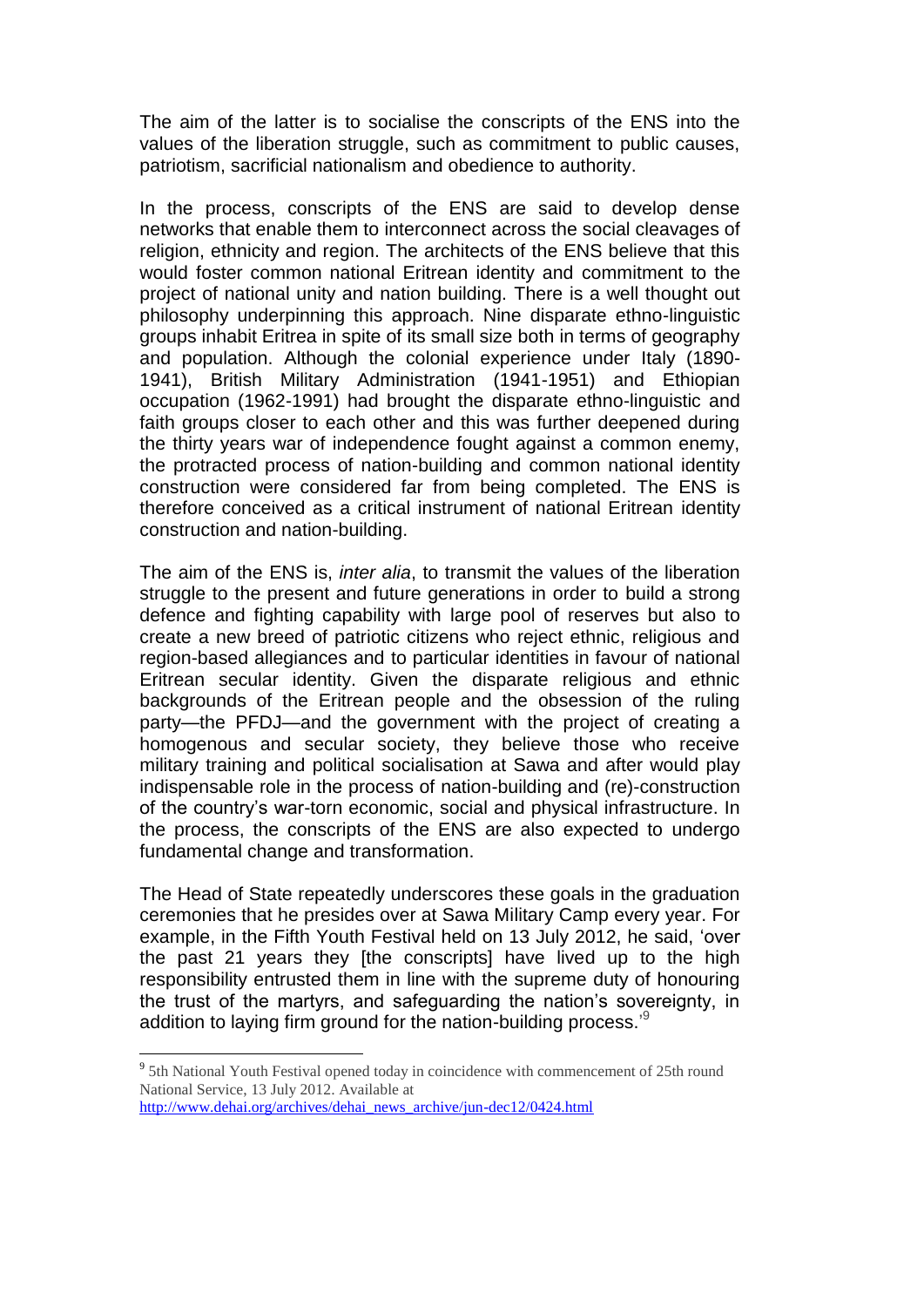The aim of the latter is to socialise the conscripts of the ENS into the values of the liberation struggle, such as commitment to public causes, patriotism, sacrificial nationalism and obedience to authority.

In the process, conscripts of the ENS are said to develop dense networks that enable them to interconnect across the social cleavages of religion, ethnicity and region. The architects of the ENS believe that this would foster common national Eritrean identity and commitment to the project of national unity and nation building. There is a well thought out philosophy underpinning this approach. Nine disparate ethno-linguistic groups inhabit Eritrea in spite of its small size both in terms of geography and population. Although the colonial experience under Italy (1890-1941), British Military Administration (1941-1951) and Ethiopian occupation (1962-1991) had brought the disparate ethno-linguistic and faith groups closer to each other and this was further deepened during the thirty years war of independence fought against a common enemy, the protracted process of nation-building and common national identity construction were considered far from being completed. The ENS is therefore conceived as a critical instrument of national Eritrean identity construction and nation-building.

The aim of the ENS is, *inter alia*, to transmit the values of the liberation struggle to the present and future generations in order to build a strong defence and fighting capability with large pool of reserves but also to create a new breed of patriotic citizens who reject ethnic, religious and region-based allegiances and to particular identities in favour of national Eritrean secular identity. Given the disparate religious and ethnic backgrounds of the Eritrean people and the obsession of the ruling party—the PFDJ—and the government with the project of creating a homogenous and secular society, they believe those who receive military training and political socialisation at Sawa and after would play indispensable role in the process of nation-building and (re)-construction of the country's war-torn economic, social and physical infrastructure. In the process, the conscripts of the ENS are also expected to undergo fundamental change and transformation.

The Head of State repeatedly underscores these goals in the graduation ceremonies that he presides over at Sawa Military Camp every year. For example, in the Fifth Youth Festival held on 13 July 2012, he said, 'over the past 21 years they [the conscripts] have lived up to the high responsibility entrusted them in line with the supreme duty of honouring the trust of the martyrs, and safeguarding the nation's sovereignty, in addition to laying firm ground for the nation-building process.'[9]

---

[9] 5th National Youth Festival opened today in coincidence with commencement of 25th round National Service, 13 July 2012. Available at http://www.dehai.org/archives/dehai_news_archive/jun-dec12/0424.html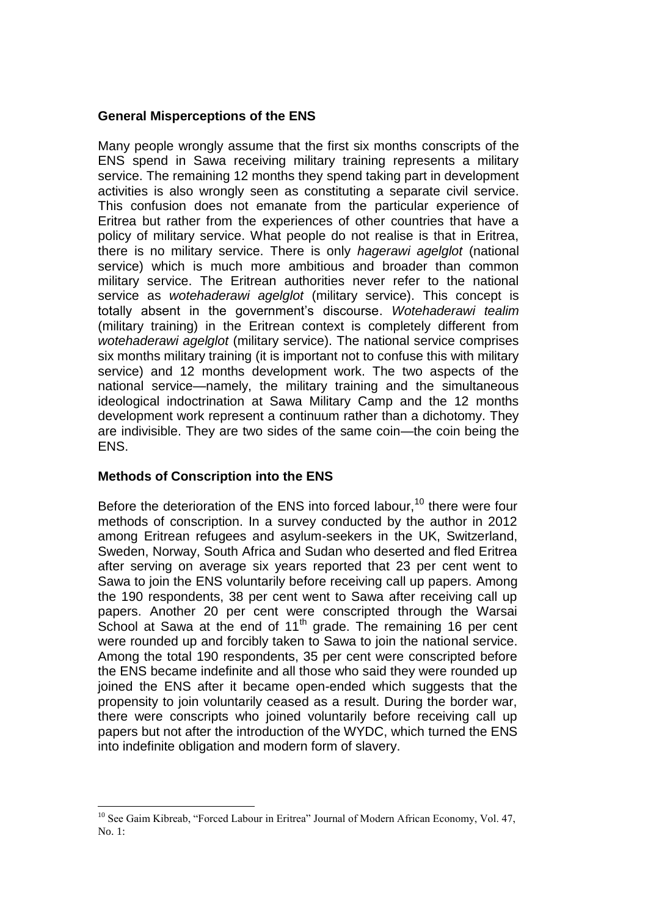### General Misperceptions of the ENS

Many people wrongly assume that the first six months conscripts of the ENS spend in Sawa receiving military training represents a military service. The remaining 12 months they spend taking part in development activities is also wrongly seen as constituting a separate civil service. This confusion does not emanate from the particular experience of Eritrea but rather from the experiences of other countries that have a policy of military service. What people do not realise is that in Eritrea, there is no military service. There is only *hagerawi agelglot* (national service) which is much more ambitious and broader than common military service. The Eritrean authorities never refer to the national service as *wotehaderawi agelglot* (military service). This concept is totally absent in the government's discourse. *Wotehaderawi tealim* (military training) in the Eritrean context is completely different from *wotehaderawi agelglot* (military service). The national service comprises six months military training (it is important not to confuse this with military service) and 12 months development work. The two aspects of the national service—namely, the military training and the simultaneous ideological indoctrination at Sawa Military Camp and the 12 months development work represent a continuum rather than a dichotomy. They are indivisible. They are two sides of the same coin—the coin being the ENS.

### Methods of Conscription into the ENS

Before the deterioration of the ENS into forced labour,[10] there were four methods of conscription. In a survey conducted by the author in 2012 among Eritrean refugees and asylum-seekers in the UK, Switzerland, Sweden, Norway, South Africa and Sudan who deserted and fled Eritrea after serving on average six years reported that 23 per cent went to Sawa to join the ENS voluntarily before receiving call up papers. Among the 190 respondents, 38 per cent went to Sawa after receiving call up papers. Another 20 per cent were conscripted through the Warsai School at Sawa at the end of 11th grade. The remaining 16 per cent were rounded up and forcibly taken to Sawa to join the national service. Among the total 190 respondents, 35 per cent were conscripted before the ENS became indefinite and all those who said they were rounded up joined the ENS after it became open-ended which suggests that the propensity to join voluntarily ceased as a result. During the border war, there were conscripts who joined voluntarily before receiving call up papers but not after the introduction of the WYDC, which turned the ENS into indefinite obligation and modern form of slavery.

[10] See Gaim Kibreab, "Forced Labour in Eritrea" Journal of Modern African Economy, Vol. 47, No. 1: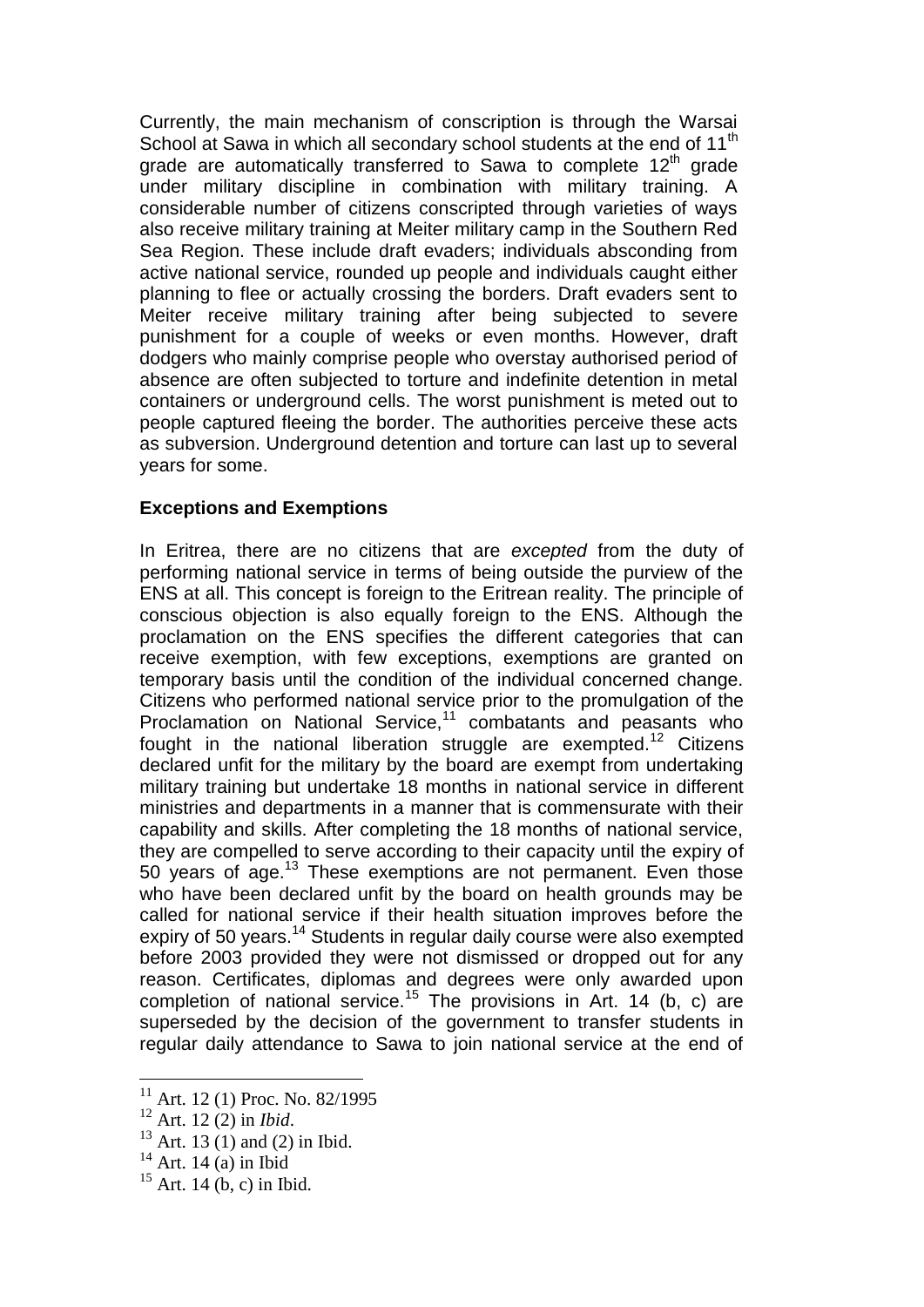Currently, the main mechanism of conscription is through the Warsai School at Sawa in which all secondary school students at the end of 11th grade are automatically transferred to Sawa to complete 12th grade under military discipline in combination with military training. A considerable number of citizens conscripted through varieties of ways also receive military training at Meiter military camp in the Southern Red Sea Region. These include draft evaders; individuals absconding from active national service, rounded up people and individuals caught either planning to flee or actually crossing the borders. Draft evaders sent to Meiter receive military training after being subjected to severe punishment for a couple of weeks or even months. However, draft dodgers who mainly comprise people who overstay authorised period of absence are often subjected to torture and indefinite detention in metal containers or underground cells. The worst punishment is meted out to people captured fleeing the border. The authorities perceive these acts as subversion. Underground detention and torture can last up to several years for some.

**Exceptions and Exemptions**

In Eritrea, there are no citizens that are *excepted* from the duty of performing national service in terms of being outside the purview of the ENS at all. This concept is foreign to the Eritrean reality. The principle of conscious objection is also equally foreign to the ENS. Although the proclamation on the ENS specifies the different categories that can receive exemption, with few exceptions, exemptions are granted on temporary basis until the condition of the individual concerned change. Citizens who performed national service prior to the promulgation of the Proclamation on National Service,[11] combatants and peasants who fought in the national liberation struggle are exempted.[12] Citizens declared unfit for the military by the board are exempt from undertaking military training but undertake 18 months in national service in different ministries and departments in a manner that is commensurate with their capability and skills. After completing the 18 months of national service, they are compelled to serve according to their capacity until the expiry of 50 years of age.[13] These exemptions are not permanent. Even those who have been declared unfit by the board on health grounds may be called for national service if their health situation improves before the expiry of 50 years.[14] Students in regular daily course were also exempted before 2003 provided they were not dismissed or dropped out for any reason. Certificates, diplomas and degrees were only awarded upon completion of national service.[15] The provisions in Art. 14 (b, c) are superseded by the decision of the government to transfer students in regular daily attendance to Sawa to join national service at the end of

[11] Art. 12 (1) Proc. No. 82/1995
[12] Art. 12 (2) in *Ibid*.
[13] Art. 13 (1) and (2) in Ibid.
[14] Art. 14 (a) in Ibid
[15] Art. 14 (b, c) in Ibid.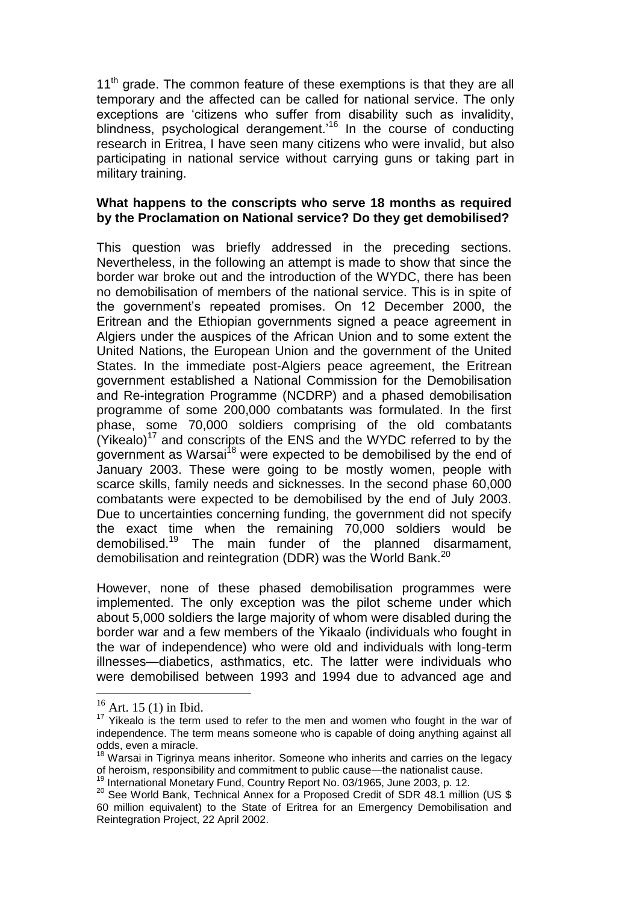11th grade. The common feature of these exemptions is that they are all temporary and the affected can be called for national service. The only exceptions are 'citizens who suffer from disability such as invalidity, blindness, psychological derangement.'[16] In the course of conducting research in Eritrea, I have seen many citizens who were invalid, but also participating in national service without carrying guns or taking part in military training.

**What happens to the conscripts who serve 18 months as required by the Proclamation on National service? Do they get demobilised?**

This question was briefly addressed in the preceding sections. Nevertheless, in the following an attempt is made to show that since the border war broke out and the introduction of the WYDC, there has been no demobilisation of members of the national service. This is in spite of the government's repeated promises. On 12 December 2000, the Eritrean and the Ethiopian governments signed a peace agreement in Algiers under the auspices of the African Union and to some extent the United Nations, the European Union and the government of the United States. In the immediate post-Algiers peace agreement, the Eritrean government established a National Commission for the Demobilisation and Re-integration Programme (NCDRP) and a phased demobilisation programme of some 200,000 combatants was formulated. In the first phase, some 70,000 soldiers comprising of the old combatants (Yikealo)[17] and conscripts of the ENS and the WYDC referred to by the government as Warsai[18] were expected to be demobilised by the end of January 2003. These were going to be mostly women, people with scarce skills, family needs and sicknesses. In the second phase 60,000 combatants were expected to be demobilised by the end of July 2003. Due to uncertainties concerning funding, the government did not specify the exact time when the remaining 70,000 soldiers would be demobilised.[19] The main funder of the planned disarmament, demobilisation and reintegration (DDR) was the World Bank.[20]

However, none of these phased demobilisation programmes were implemented. The only exception was the pilot scheme under which about 5,000 soldiers the large majority of whom were disabled during the border war and a few members of the Yikaalo (individuals who fought in the war of independence) who were old and individuals with long-term illnesses—diabetics, asthmatics, etc. The latter were individuals who were demobilised between 1993 and 1994 due to advanced age and

---

[16] Art. 15 (1) in Ibid.

[17] Yikealo is the term used to refer to the men and women who fought in the war of independence. The term means someone who is capable of doing anything against all odds, even a miracle.

[18] Warsai in Tigrinya means inheritor. Someone who inherits and carries on the legacy of heroism, responsibility and commitment to public cause—the nationalist cause.

[19] International Monetary Fund, Country Report No. 03/1965, June 2003, p. 12.

[20] See World Bank, Technical Annex for a Proposed Credit of SDR 48.1 million (US $ 60 million equivalent) to the State of Eritrea for an Emergency Demobilisation and Reintegration Project, 22 April 2002.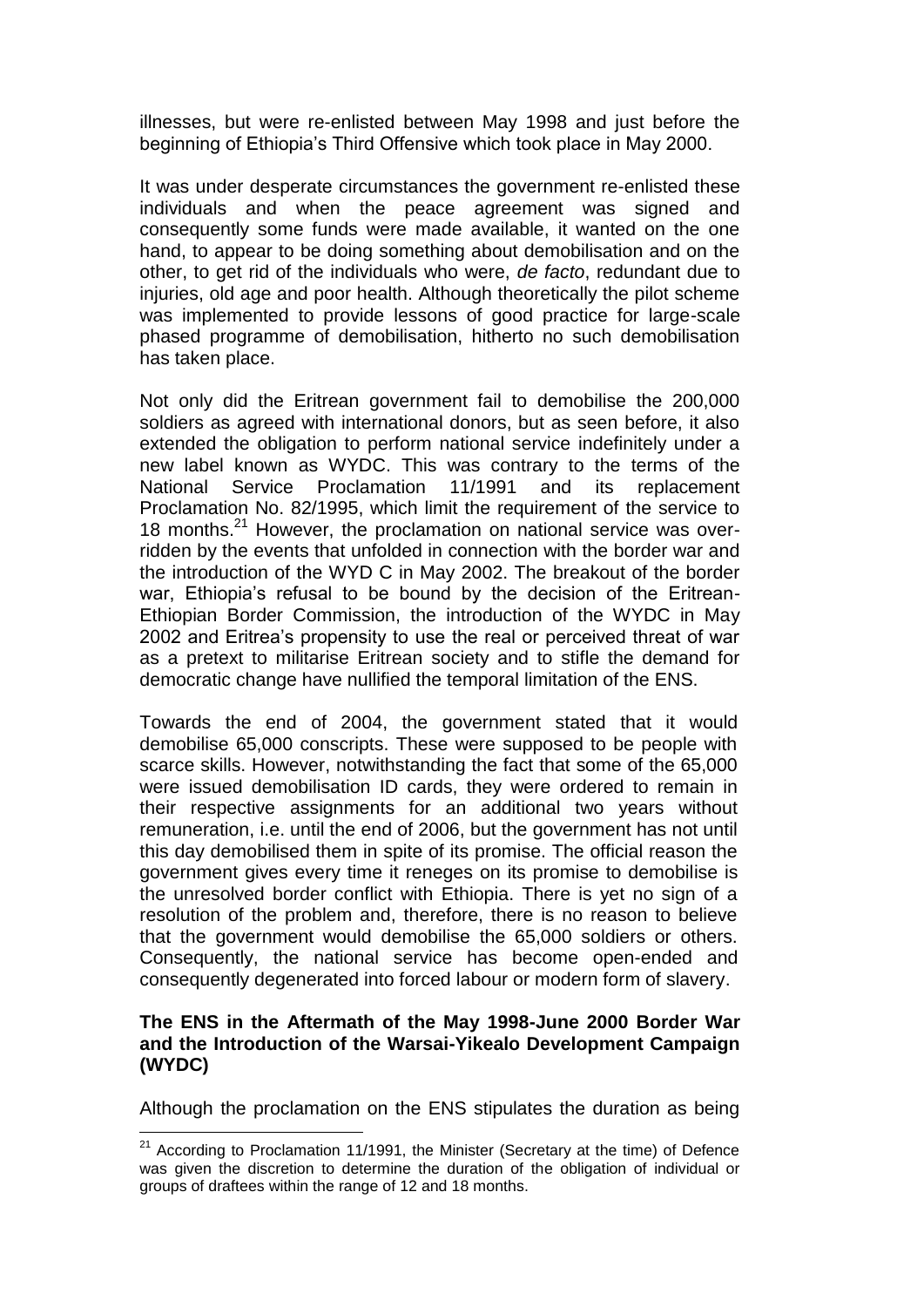illnesses, but were re-enlisted between May 1998 and just before the beginning of Ethiopia's Third Offensive which took place in May 2000.

It was under desperate circumstances the government re-enlisted these individuals and when the peace agreement was signed and consequently some funds were made available, it wanted on the one hand, to appear to be doing something about demobilisation and on the other, to get rid of the individuals who were, *de facto*, redundant due to injuries, old age and poor health. Although theoretically the pilot scheme was implemented to provide lessons of good practice for large-scale phased programme of demobilisation, hitherto no such demobilisation has taken place.

Not only did the Eritrean government fail to demobilise the 200,000 soldiers as agreed with international donors, but as seen before, it also extended the obligation to perform national service indefinitely under a new label known as WYDC. This was contrary to the terms of the National Service Proclamation 11/1991 and its replacement Proclamation No. 82/1995, which limit the requirement of the service to 18 months.[21] However, the proclamation on national service was over-ridden by the events that unfolded in connection with the border war and the introduction of the WYD C in May 2002. The breakout of the border war, Ethiopia's refusal to be bound by the decision of the Eritrean-Ethiopian Border Commission, the introduction of the WYDC in May 2002 and Eritrea's propensity to use the real or perceived threat of war as a pretext to militarise Eritrean society and to stifle the demand for democratic change have nullified the temporal limitation of the ENS.

Towards the end of 2004, the government stated that it would demobilise 65,000 conscripts. These were supposed to be people with scarce skills. However, notwithstanding the fact that some of the 65,000 were issued demobilisation ID cards, they were ordered to remain in their respective assignments for an additional two years without remuneration, i.e. until the end of 2006, but the government has not until this day demobilised them in spite of its promise. The official reason the government gives every time it reneges on its promise to demobilise is the unresolved border conflict with Ethiopia. There is yet no sign of a resolution of the problem and, therefore, there is no reason to believe that the government would demobilise the 65,000 soldiers or others. Consequently, the national service has become open-ended and consequently degenerated into forced labour or modern form of slavery.

**The ENS in the Aftermath of the May 1998-June 2000 Border War and the Introduction of the Warsai-Yikealo Development Campaign (WYDC)**

Although the proclamation on the ENS stipulates the duration as being

[21] According to Proclamation 11/1991, the Minister (Secretary at the time) of Defence was given the discretion to determine the duration of the obligation of individual or groups of draftees within the range of 12 and 18 months.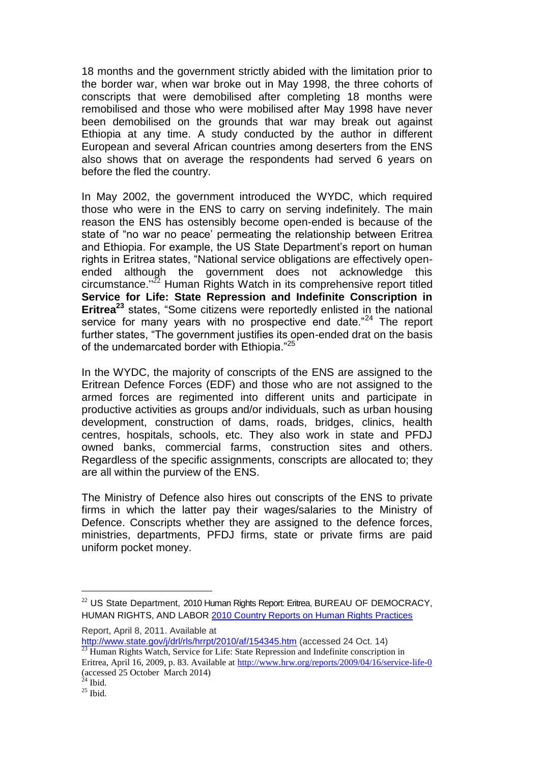18 months and the government strictly abided with the limitation prior to the border war, when war broke out in May 1998, the three cohorts of conscripts that were demobilised after completing 18 months were remobilised and those who were mobilised after May 1998 have never been demobilised on the grounds that war may break out against Ethiopia at any time. A study conducted by the author in different European and several African countries among deserters from the ENS also shows that on average the respondents had served 6 years on before the fled the country.

In May 2002, the government introduced the WYDC, which required those who were in the ENS to carry on serving indefinitely. The main reason the ENS has ostensibly become open-ended is because of the state of "no war no peace' permeating the relationship between Eritrea and Ethiopia. For example, the US State Department's report on human rights in Eritrea states, "National service obligations are effectively open-ended although the government does not acknowledge this circumstance."[22] Human Rights Watch in its comprehensive report titled **Service for Life: State Repression and Indefinite Conscription in Eritrea**[23] states, "Some citizens were reportedly enlisted in the national service for many years with no prospective end date."[24] The report further states, "The government justifies its open-ended drat on the basis of the undemarcated border with Ethiopia."[25]

In the WYDC, the majority of conscripts of the ENS are assigned to the Eritrean Defence Forces (EDF) and those who are not assigned to the armed forces are regimented into different units and participate in productive activities as groups and/or individuals, such as urban housing development, construction of dams, roads, bridges, clinics, health centres, hospitals, schools, etc. They also work in state and PFDJ owned banks, commercial farms, construction sites and others. Regardless of the specific assignments, conscripts are allocated to; they are all within the purview of the ENS.

The Ministry of Defence also hires out conscripts of the ENS to private firms in which the latter pay their wages/salaries to the Ministry of Defence. Conscripts whether they are assigned to the defence forces, ministries, departments, PFDJ firms, state or private firms are paid uniform pocket money.

---

[22] US State Department, 2010 Human Rights Report: Eritrea, BUREAU OF DEMOCRACY, HUMAN RIGHTS, AND LABOR 2010 Country Reports on Human Rights Practices Report, April 8, 2011. Available at http://www.state.gov/j/drl/rls/hrrpt/2010/af/154345.htm (accessed 24 Oct. 14)

[23] Human Rights Watch, Service for Life: State Repression and Indefinite conscription in Eritrea, April 16, 2009, p. 83. Available at http://www.hrw.org/reports/2009/04/16/service-life-0 (accessed 25 October March 2014)

[24] Ibid.

[25] Ibid.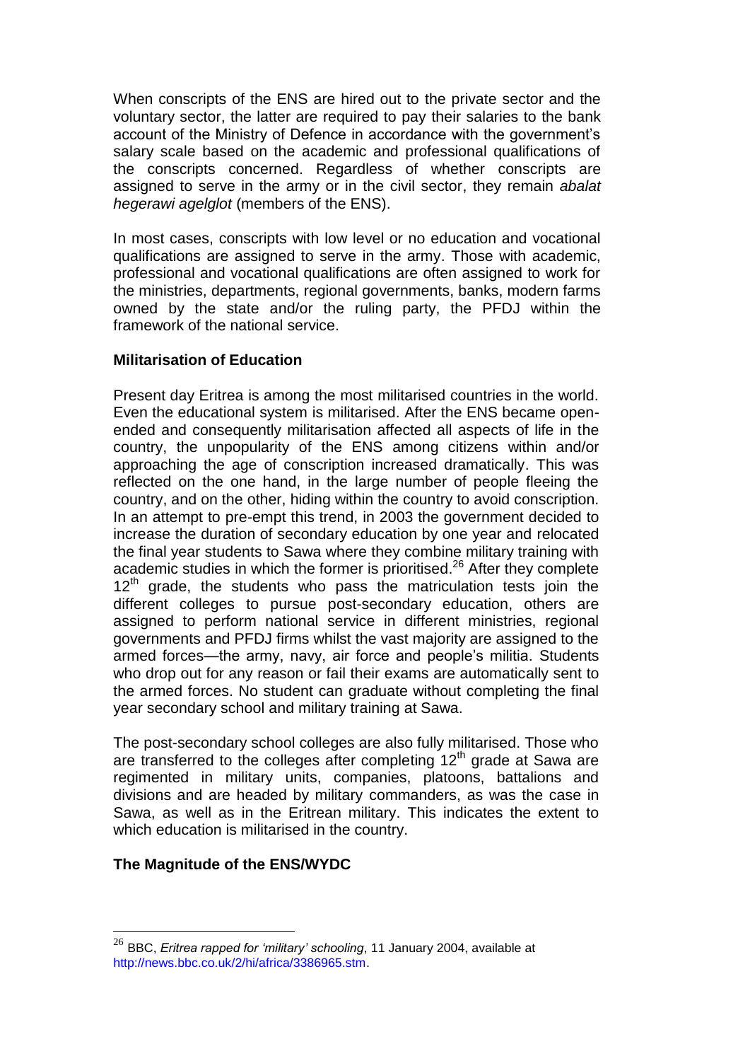When conscripts of the ENS are hired out to the private sector and the voluntary sector, the latter are required to pay their salaries to the bank account of the Ministry of Defence in accordance with the government's salary scale based on the academic and professional qualifications of the conscripts concerned. Regardless of whether conscripts are assigned to serve in the army or in the civil sector, they remain *abalat hegerawi agelglot* (members of the ENS).

In most cases, conscripts with low level or no education and vocational qualifications are assigned to serve in the army. Those with academic, professional and vocational qualifications are often assigned to work for the ministries, departments, regional governments, banks, modern farms owned by the state and/or the ruling party, the PFDJ within the framework of the national service.

## Militarisation of Education

Present day Eritrea is among the most militarised countries in the world. Even the educational system is militarised. After the ENS became open-ended and consequently militarisation affected all aspects of life in the country, the unpopularity of the ENS among citizens within and/or approaching the age of conscription increased dramatically. This was reflected on the one hand, in the large number of people fleeing the country, and on the other, hiding within the country to avoid conscription. In an attempt to pre-empt this trend, in 2003 the government decided to increase the duration of secondary education by one year and relocated the final year students to Sawa where they combine military training with academic studies in which the former is prioritised.[26] After they complete 12th grade, the students who pass the matriculation tests join the different colleges to pursue post-secondary education, others are assigned to perform national service in different ministries, regional governments and PFDJ firms whilst the vast majority are assigned to the armed forces—the army, navy, air force and people's militia. Students who drop out for any reason or fail their exams are automatically sent to the armed forces. No student can graduate without completing the final year secondary school and military training at Sawa.

The post-secondary school colleges are also fully militarised. Those who are transferred to the colleges after completing 12th grade at Sawa are regimented in military units, companies, platoons, battalions and divisions and are headed by military commanders, as was the case in Sawa, as well as in the Eritrean military. This indicates the extent to which education is militarised in the country.

## The Magnitude of the ENS/WYDC

---

[26] BBC, *Eritrea rapped for 'military' schooling*, 11 January 2004, available at http://news.bbc.co.uk/2/hi/africa/3386965.stm.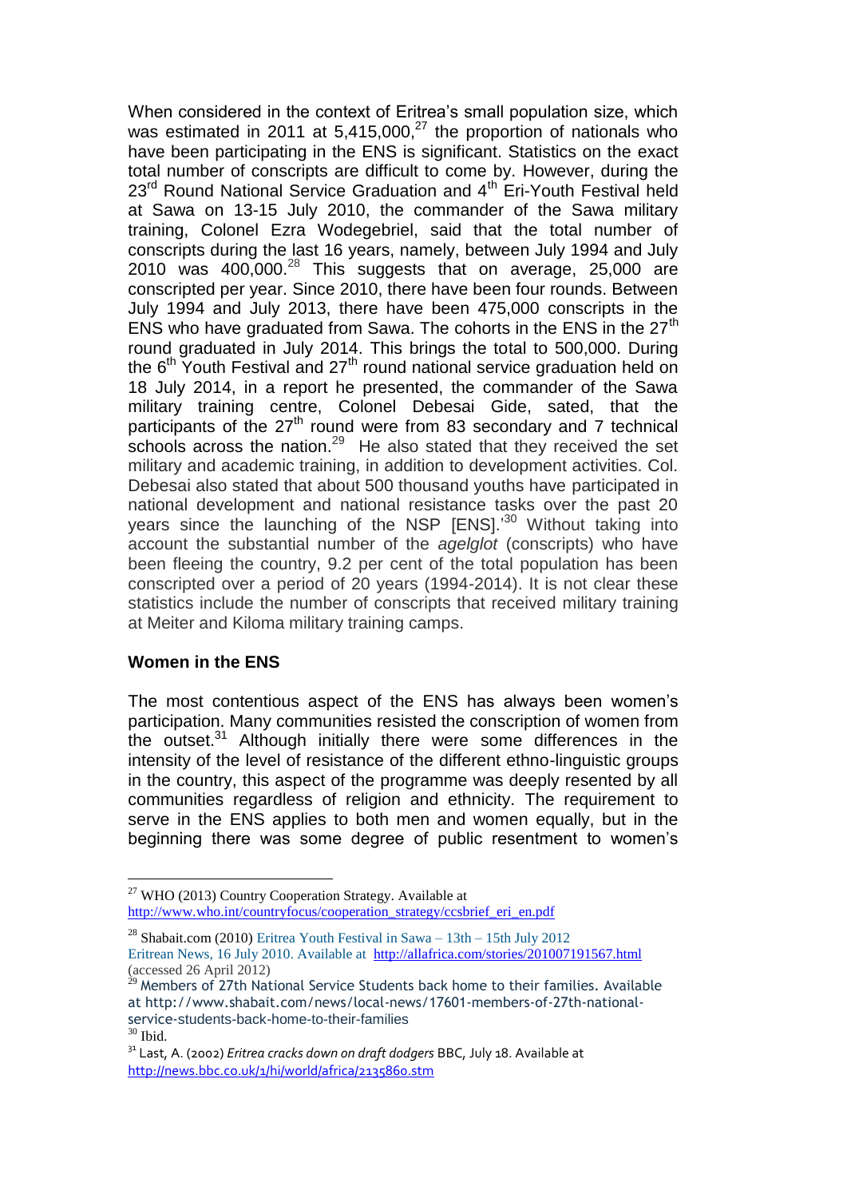When considered in the context of Eritrea's small population size, which was estimated in 2011 at 5,415,000,[27] the proportion of nationals who have been participating in the ENS is significant. Statistics on the exact total number of conscripts are difficult to come by. However, during the 23rd Round National Service Graduation and 4th Eri-Youth Festival held at Sawa on 13-15 July 2010, the commander of the Sawa military training, Colonel Ezra Wodegebriel, said that the total number of conscripts during the last 16 years, namely, between July 1994 and July 2010 was 400,000.[28] This suggests that on average, 25,000 are conscripted per year. Since 2010, there have been four rounds. Between July 1994 and July 2013, there have been 475,000 conscripts in the ENS who have graduated from Sawa. The cohorts in the ENS in the 27th round graduated in July 2014. This brings the total to 500,000. During the 6th Youth Festival and 27th round national service graduation held on 18 July 2014, in a report he presented, the commander of the Sawa military training centre, Colonel Debesai Gide, sated, that the participants of the 27th round were from 83 secondary and 7 technical schools across the nation.[29] He also stated that they received the set military and academic training, in addition to development activities. Col. Debesai also stated that about 500 thousand youths have participated in national development and national resistance tasks over the past 20 years since the launching of the NSP [ENS].'[30] Without taking into account the substantial number of the *agelglot* (conscripts) who have been fleeing the country, 9.2 per cent of the total population has been conscripted over a period of 20 years (1994-2014). It is not clear these statistics include the number of conscripts that received military training at Meiter and Kiloma military training camps.

**Women in the ENS**

The most contentious aspect of the ENS has always been women's participation. Many communities resisted the conscription of women from the outset.[31] Although initially there were some differences in the intensity of the level of resistance of the different ethno-linguistic groups in the country, this aspect of the programme was deeply resented by all communities regardless of religion and ethnicity. The requirement to serve in the ENS applies to both men and women equally, but in the beginning there was some degree of public resentment to women's

---

[27] WHO (2013) Country Cooperation Strategy. Available at http://www.who.int/countryfocus/cooperation_strategy/ccsbrief_eri_en.pdf

[28] Shabait.com (2010) Eritrea Youth Festival in Sawa – 13th – 15th July 2012 Eritrean News, 16 July 2010. Available at http://allafrica.com/stories/201007191567.html (accessed 26 April 2012)

[29] Members of 27th National Service Students back home to their families. Available at http://www.shabait.com/news/local-news/17601-members-of-27th-national-service-students-back-home-to-their-families

[30] Ibid.

[31] Last, A. (2002) *Eritrea cracks down on draft dodgers* BBC, July 18. Available at http://news.bbc.co.uk/1/hi/world/africa/2135860.stm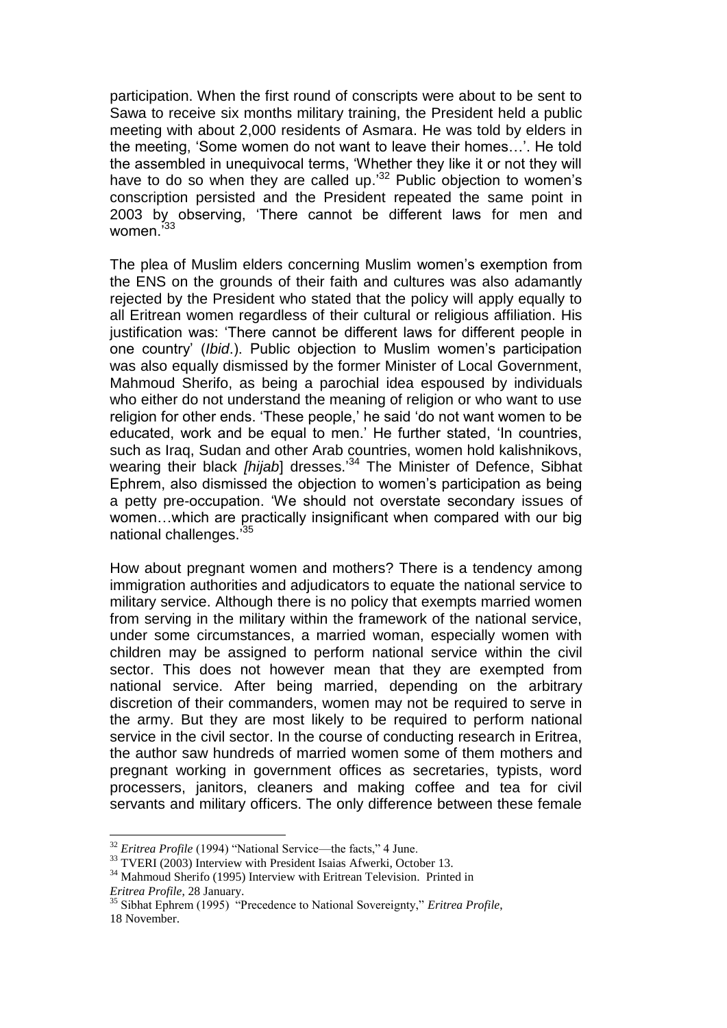participation. When the first round of conscripts were about to be sent to Sawa to receive six months military training, the President held a public meeting with about 2,000 residents of Asmara. He was told by elders in the meeting, 'Some women do not want to leave their homes…'. He told the assembled in unequivocal terms, 'Whether they like it or not they will have to do so when they are called up.'[32] Public objection to women's conscription persisted and the President repeated the same point in 2003 by observing, 'There cannot be different laws for men and women.'[33]

The plea of Muslim elders concerning Muslim women's exemption from the ENS on the grounds of their faith and cultures was also adamantly rejected by the President who stated that the policy will apply equally to all Eritrean women regardless of their cultural or religious affiliation. His justification was: 'There cannot be different laws for different people in one country' (*Ibid*.). Public objection to Muslim women's participation was also equally dismissed by the former Minister of Local Government, Mahmoud Sherifo, as being a parochial idea espoused by individuals who either do not understand the meaning of religion or who want to use religion for other ends. 'These people,' he said 'do not want women to be educated, work and be equal to men.' He further stated, 'In countries, such as Iraq, Sudan and other Arab countries, women hold kalishnikovs, wearing their black *[hijab*] dresses.'[34] The Minister of Defence, Sibhat Ephrem, also dismissed the objection to women's participation as being a petty pre-occupation. 'We should not overstate secondary issues of women…which are practically insignificant when compared with our big national challenges.'[35]

How about pregnant women and mothers? There is a tendency among immigration authorities and adjudicators to equate the national service to military service. Although there is no policy that exempts married women from serving in the military within the framework of the national service, under some circumstances, a married woman, especially women with children may be assigned to perform national service within the civil sector. This does not however mean that they are exempted from national service. After being married, depending on the arbitrary discretion of their commanders, women may not be required to serve in the army. But they are most likely to be required to perform national service in the civil sector. In the course of conducting research in Eritrea, the author saw hundreds of married women some of them mothers and pregnant working in government offices as secretaries, typists, word processers, janitors, cleaners and making coffee and tea for civil servants and military officers. The only difference between these female

---

[32] *Eritrea Profile* (1994) "National Service—the facts," 4 June.

[33] TVERI (2003) Interview with President Isaias Afwerki, October 13.

[34] Mahmoud Sherifo (1995) Interview with Eritrean Television. Printed in *Eritrea Profile*, 28 January.

[35] Sibhat Ephrem (1995) "Precedence to National Sovereignty," *Eritrea Profile*, 18 November.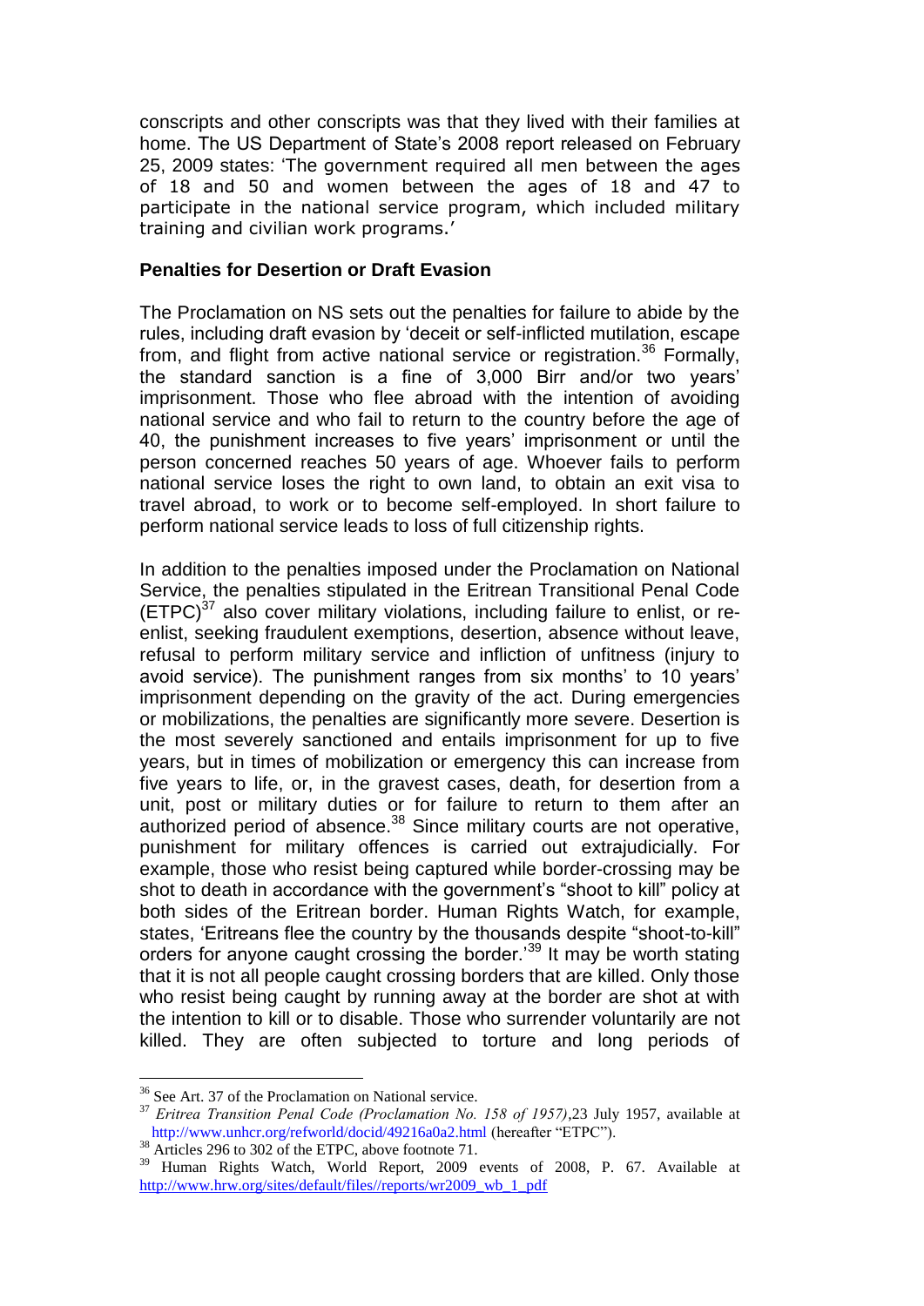conscripts and other conscripts was that they lived with their families at home. The US Department of State's 2008 report released on February 25, 2009 states: 'The government required all men between the ages of 18 and 50 and women between the ages of 18 and 47 to participate in the national service program, which included military training and civilian work programs.'

**Penalties for Desertion or Draft Evasion**

The Proclamation on NS sets out the penalties for failure to abide by the rules, including draft evasion by 'deceit or self-inflicted mutilation, escape from, and flight from active national service or registration.[36] Formally, the standard sanction is a fine of 3,000 Birr and/or two years' imprisonment. Those who flee abroad with the intention of avoiding national service and who fail to return to the country before the age of 40, the punishment increases to five years' imprisonment or until the person concerned reaches 50 years of age. Whoever fails to perform national service loses the right to own land, to obtain an exit visa to travel abroad, to work or to become self-employed. In short failure to perform national service leads to loss of full citizenship rights.

In addition to the penalties imposed under the Proclamation on National Service, the penalties stipulated in the Eritrean Transitional Penal Code (ETPC)[37] also cover military violations, including failure to enlist, or re-enlist, seeking fraudulent exemptions, desertion, absence without leave, refusal to perform military service and infliction of unfitness (injury to avoid service). The punishment ranges from six months' to 10 years' imprisonment depending on the gravity of the act. During emergencies or mobilizations, the penalties are significantly more severe. Desertion is the most severely sanctioned and entails imprisonment for up to five years, but in times of mobilization or emergency this can increase from five years to life, or, in the gravest cases, death, for desertion from a unit, post or military duties or for failure to return to them after an authorized period of absence.[38] Since military courts are not operative, punishment for military offences is carried out extrajudicially. For example, those who resist being captured while border-crossing may be shot to death in accordance with the government's "shoot to kill" policy at both sides of the Eritrean border. Human Rights Watch, for example, states, 'Eritreans flee the country by the thousands despite "shoot-to-kill" orders for anyone caught crossing the border.'[39] It may be worth stating that it is not all people caught crossing borders that are killed. Only those who resist being caught by running away at the border are shot at with the intention to kill or to disable. Those who surrender voluntarily are not killed. They are often subjected to torture and long periods of

---

[36] See Art. 37 of the Proclamation on National service.

[37] *Eritrea Transition Penal Code (Proclamation No. 158 of 1957)*,23 July 1957, available at http://www.unhcr.org/refworld/docid/49216a0a2.html (hereafter "ETPC").

[38] Articles 296 to 302 of the ETPC, above footnote 71.

[39] Human Rights Watch, World Report, 2009 events of 2008, P. 67. Available at http://www.hrw.org/sites/default/files//reports/wr2009_wb_1_pdf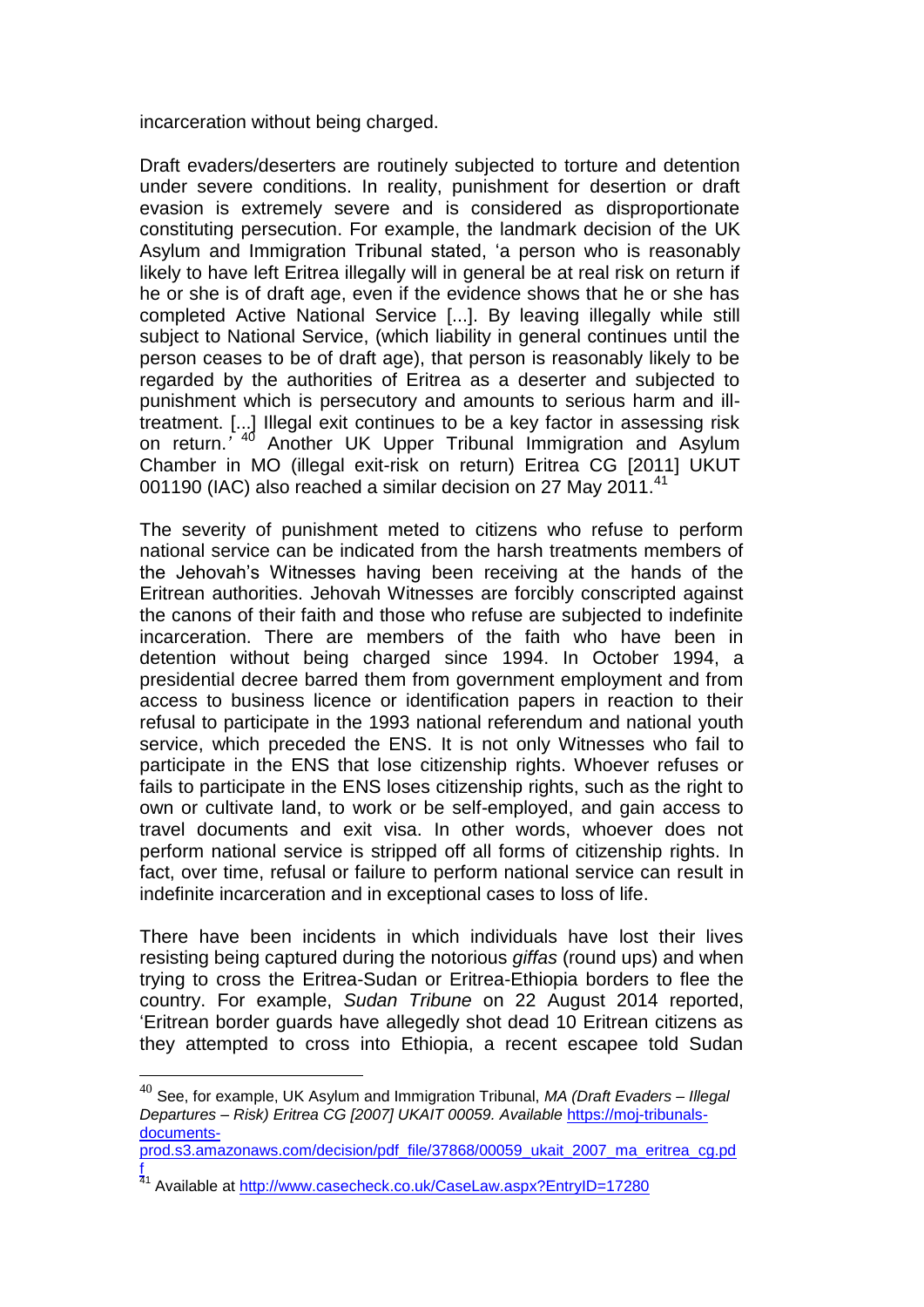incarceration without being charged.

Draft evaders/deserters are routinely subjected to torture and detention under severe conditions. In reality, punishment for desertion or draft evasion is extremely severe and is considered as disproportionate constituting persecution. For example, the landmark decision of the UK Asylum and Immigration Tribunal stated, 'a person who is reasonably likely to have left Eritrea illegally will in general be at real risk on return if he or she is of draft age, even if the evidence shows that he or she has completed Active National Service [...]. By leaving illegally while still subject to National Service, (which liability in general continues until the person ceases to be of draft age), that person is reasonably likely to be regarded by the authorities of Eritrea as a deserter and subjected to punishment which is persecutory and amounts to serious harm and ill-treatment. [...] Illegal exit continues to be a key factor in assessing risk on return.' [40] Another UK Upper Tribunal Immigration and Asylum Chamber in MO (illegal exit-risk on return) Eritrea CG [2011] UKUT 001190 (IAC) also reached a similar decision on 27 May 2011.[41]

The severity of punishment meted to citizens who refuse to perform national service can be indicated from the harsh treatments members of the Jehovah's Witnesses having been receiving at the hands of the Eritrean authorities. Jehovah Witnesses are forcibly conscripted against the canons of their faith and those who refuse are subjected to indefinite incarceration. There are members of the faith who have been in detention without being charged since 1994. In October 1994, a presidential decree barred them from government employment and from access to business licence or identification papers in reaction to their refusal to participate in the 1993 national referendum and national youth service, which preceded the ENS. It is not only Witnesses who fail to participate in the ENS that lose citizenship rights. Whoever refuses or fails to participate in the ENS loses citizenship rights, such as the right to own or cultivate land, to work or be self-employed, and gain access to travel documents and exit visa. In other words, whoever does not perform national service is stripped off all forms of citizenship rights. In fact, over time, refusal or failure to perform national service can result in indefinite incarceration and in exceptional cases to loss of life.

There have been incidents in which individuals have lost their lives resisting being captured during the notorious *giffas* (round ups) and when trying to cross the Eritrea-Sudan or Eritrea-Ethiopia borders to flee the country. For example, *Sudan Tribune* on 22 August 2014 reported, 'Eritrean border guards have allegedly shot dead 10 Eritrean citizens as they attempted to cross into Ethiopia, a recent escapee told Sudan

---

[40] See, for example, UK Asylum and Immigration Tribunal, *MA (Draft Evaders – Illegal Departures – Risk) Eritrea CG [2007] UKAIT 00059. Available* https://moj-tribunals-documents-prod.s3.amazonaws.com/decision/pdf_file/37868/00059_ukait_2007_ma_eritrea_cg.pdf

[41] Available at http://www.casecheck.co.uk/CaseLaw.aspx?EntryID=17280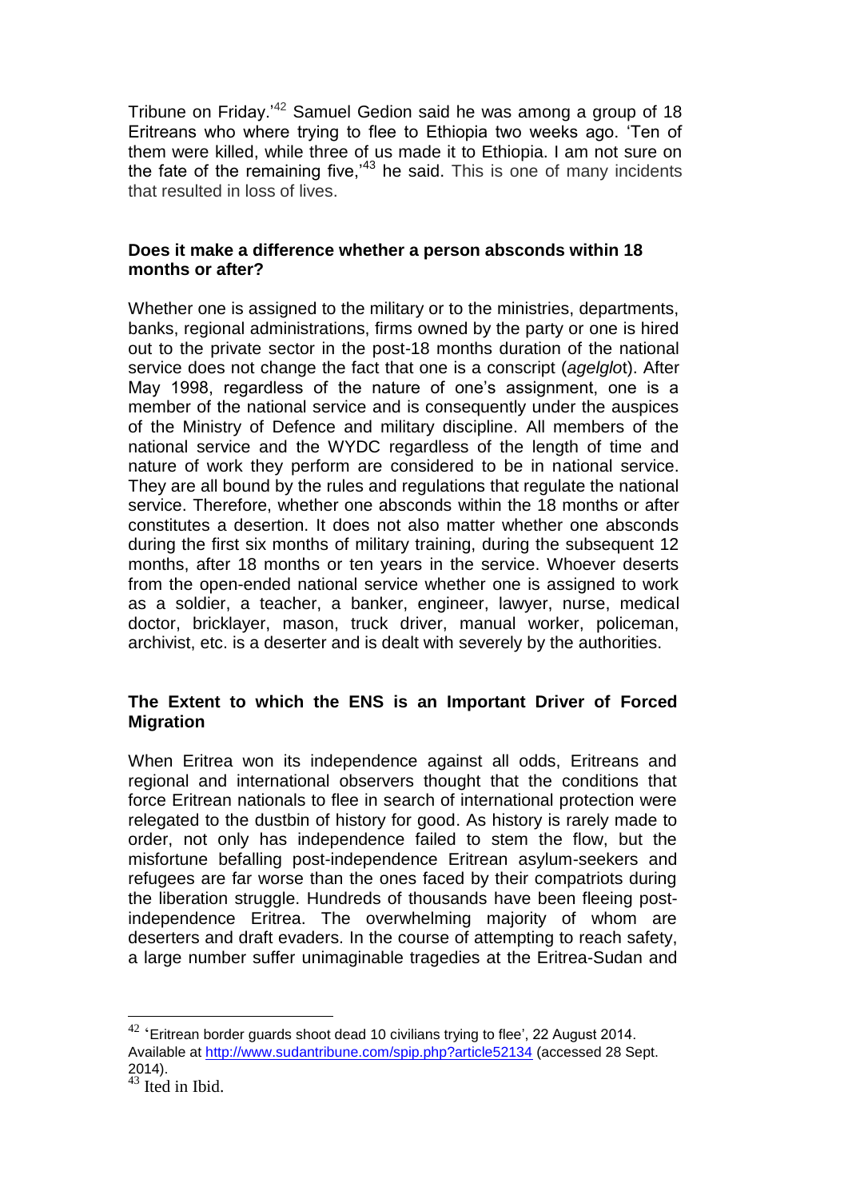Tribune on Friday.'[42] Samuel Gedion said he was among a group of 18 Eritreans who where trying to flee to Ethiopia two weeks ago. 'Ten of them were killed, while three of us made it to Ethiopia. I am not sure on the fate of the remaining five,'[43] he said. This is one of many incidents that resulted in loss of lives.

**Does it make a difference whether a person absconds within 18 months or after?**

Whether one is assigned to the military or to the ministries, departments, banks, regional administrations, firms owned by the party or one is hired out to the private sector in the post-18 months duration of the national service does not change the fact that one is a conscript (*agelglo*t). After May 1998, regardless of the nature of one's assignment, one is a member of the national service and is consequently under the auspices of the Ministry of Defence and military discipline. All members of the national service and the WYDC regardless of the length of time and nature of work they perform are considered to be in national service. They are all bound by the rules and regulations that regulate the national service. Therefore, whether one absconds within the 18 months or after constitutes a desertion. It does not also matter whether one absconds during the first six months of military training, during the subsequent 12 months, after 18 months or ten years in the service. Whoever deserts from the open-ended national service whether one is assigned to work as a soldier, a teacher, a banker, engineer, lawyer, nurse, medical doctor, bricklayer, mason, truck driver, manual worker, policeman, archivist, etc. is a deserter and is dealt with severely by the authorities.

**The Extent to which the ENS is an Important Driver of Forced Migration**

When Eritrea won its independence against all odds, Eritreans and regional and international observers thought that the conditions that force Eritrean nationals to flee in search of international protection were relegated to the dustbin of history for good. As history is rarely made to order, not only has independence failed to stem the flow, but the misfortune befalling post-independence Eritrean asylum-seekers and refugees are far worse than the ones faced by their compatriots during the liberation struggle. Hundreds of thousands have been fleeing post-independence Eritrea. The overwhelming majority of whom are deserters and draft evaders. In the course of attempting to reach safety, a large number suffer unimaginable tragedies at the Eritrea-Sudan and

---

[42] 'Eritrean border guards shoot dead 10 civilians trying to flee', 22 August 2014. Available at http://www.sudantribune.com/spip.php?article52134 (accessed 28 Sept. 2014).

[43] Ited in Ibid.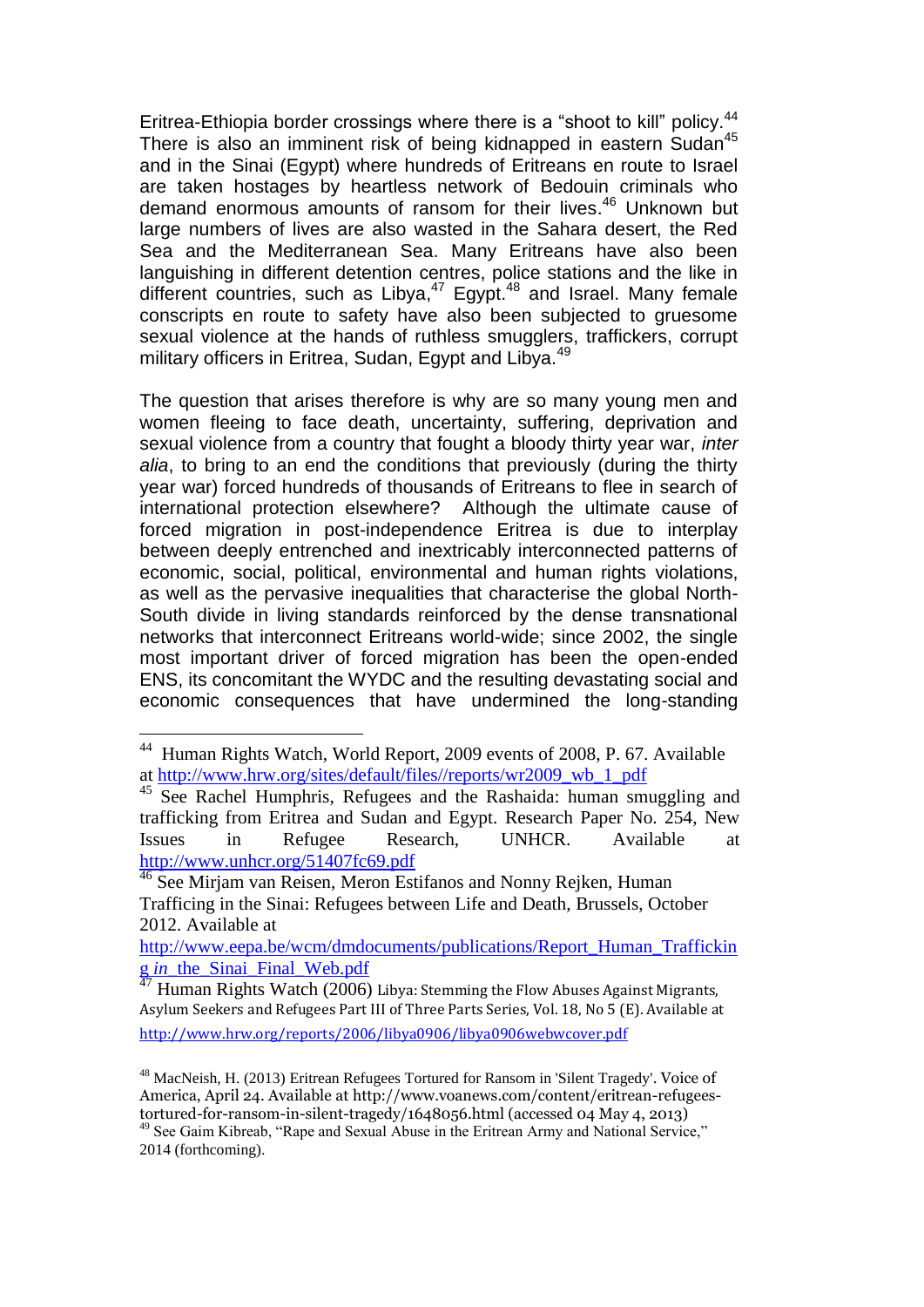Eritrea-Ethiopia border crossings where there is a "shoot to kill" policy.[44] There is also an imminent risk of being kidnapped in eastern Sudan[45] and in the Sinai (Egypt) where hundreds of Eritreans en route to Israel are taken hostages by heartless network of Bedouin criminals who demand enormous amounts of ransom for their lives.[46] Unknown but large numbers of lives are also wasted in the Sahara desert, the Red Sea and the Mediterranean Sea. Many Eritreans have also been languishing in different detention centres, police stations and the like in different countries, such as Libya,[47] Egypt.[48] and Israel. Many female conscripts en route to safety have also been subjected to gruesome sexual violence at the hands of ruthless smugglers, traffickers, corrupt military officers in Eritrea, Sudan, Egypt and Libya.[49]

The question that arises therefore is why are so many young men and women fleeing to face death, uncertainty, suffering, deprivation and sexual violence from a country that fought a bloody thirty year war, *inter alia*, to bring to an end the conditions that previously (during the thirty year war) forced hundreds of thousands of Eritreans to flee in search of international protection elsewhere? Although the ultimate cause of forced migration in post-independence Eritrea is due to interplay between deeply entrenched and inextricably interconnected patterns of economic, social, political, environmental and human rights violations, as well as the pervasive inequalities that characterise the global North-South divide in living standards reinforced by the dense transnational networks that interconnect Eritreans world-wide; since 2002, the single most important driver of forced migration has been the open-ended ENS, its concomitant the WYDC and the resulting devastating social and economic consequences that have undermined the long-standing

---

[44] Human Rights Watch, World Report, 2009 events of 2008, P. 67. Available at http://www.hrw.org/sites/default/files//reports/wr2009_wb_1_pdf

[45] See Rachel Humphris, Refugees and the Rashaida: human smuggling and trafficking from Eritrea and Sudan and Egypt. Research Paper No. 254, New Issues in Refugee Research, UNHCR. Available at http://www.unhcr.org/51407fc69.pdf

[46] See Mirjam van Reisen, Meron Estifanos and Nonny Rejken, Human Trafficing in the Sinai: Refugees between Life and Death, Brussels, October 2012. Available at http://www.eepa.be/wcm/dmdocuments/publications/Report_Human_Trafficking_in_the_Sinai_Final_Web.pdf

[47] Human Rights Watch (2006) Libya: Stemming the Flow Abuses Against Migrants, Asylum Seekers and Refugees Part III of Three Parts Series, Vol. 18, No 5 (E). Available at http://www.hrw.org/reports/2006/libya0906/libya0906webwcover.pdf

[48] MacNeish, H. (2013) Eritrean Refugees Tortured for Ransom in 'Silent Tragedy'. Voice of America, April 24. Available at http://www.voanews.com/content/eritrean-refugees-tortured-for-ransom-in-silent-tragedy/1648056.html (accessed 04 May 4, 2013)

[49] See Gaim Kibreab, "Rape and Sexual Abuse in the Eritrean Army and National Service," 2014 (forthcoming).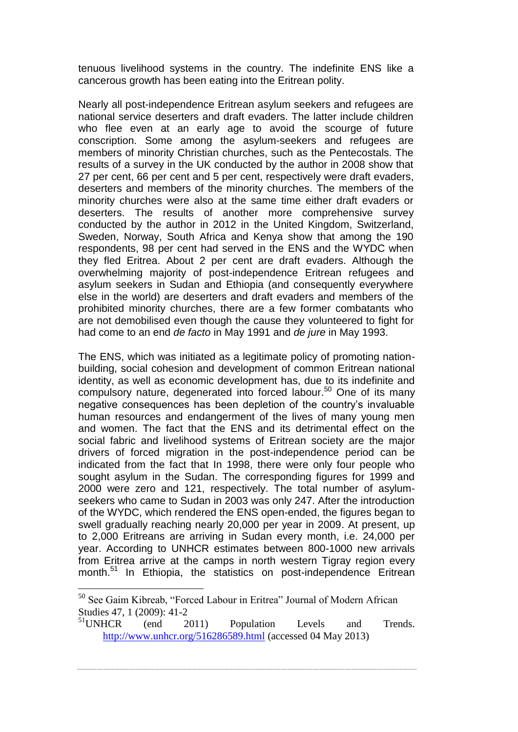tenuous livelihood systems in the country. The indefinite ENS like a cancerous growth has been eating into the Eritrean polity.

Nearly all post-independence Eritrean asylum seekers and refugees are national service deserters and draft evaders. The latter include children who flee even at an early age to avoid the scourge of future conscription. Some among the asylum-seekers and refugees are members of minority Christian churches, such as the Pentecostals. The results of a survey in the UK conducted by the author in 2008 show that 27 per cent, 66 per cent and 5 per cent, respectively were draft evaders, deserters and members of the minority churches. The members of the minority churches were also at the same time either draft evaders or deserters. The results of another more comprehensive survey conducted by the author in 2012 in the United Kingdom, Switzerland, Sweden, Norway, South Africa and Kenya show that among the 190 respondents, 98 per cent had served in the ENS and the WYDC when they fled Eritrea. About 2 per cent are draft evaders. Although the overwhelming majority of post-independence Eritrean refugees and asylum seekers in Sudan and Ethiopia (and consequently everywhere else in the world) are deserters and draft evaders and members of the prohibited minority churches, there are a few former combatants who are not demobilised even though the cause they volunteered to fight for had come to an end *de facto* in May 1991 and *de jure* in May 1993.

The ENS, which was initiated as a legitimate policy of promoting nation-building, social cohesion and development of common Eritrean national identity, as well as economic development has, due to its indefinite and compulsory nature, degenerated into forced labour.[50] One of its many negative consequences has been depletion of the country's invaluable human resources and endangerment of the lives of many young men and women. The fact that the ENS and its detrimental effect on the social fabric and livelihood systems of Eritrean society are the major drivers of forced migration in the post-independence period can be indicated from the fact that In 1998, there were only four people who sought asylum in the Sudan. The corresponding figures for 1999 and 2000 were zero and 121, respectively. The total number of asylum-seekers who came to Sudan in 2003 was only 247. After the introduction of the WYDC, which rendered the ENS open-ended, the figures began to swell gradually reaching nearly 20,000 per year in 2009. At present, up to 2,000 Eritreans are arriving in Sudan every month, i.e. 24,000 per year. According to UNHCR estimates between 800-1000 new arrivals from Eritrea arrive at the camps in north western Tigray region every month.[51] In Ethiopia, the statistics on post-independence Eritrean

---

[50] See Gaim Kibreab, "Forced Labour in Eritrea" Journal of Modern African Studies 47, 1 (2009): 41-2

[51] UNHCR (end 2011) Population Levels and Trends. http://www.unhcr.org/516286589.html (accessed 04 May 2013)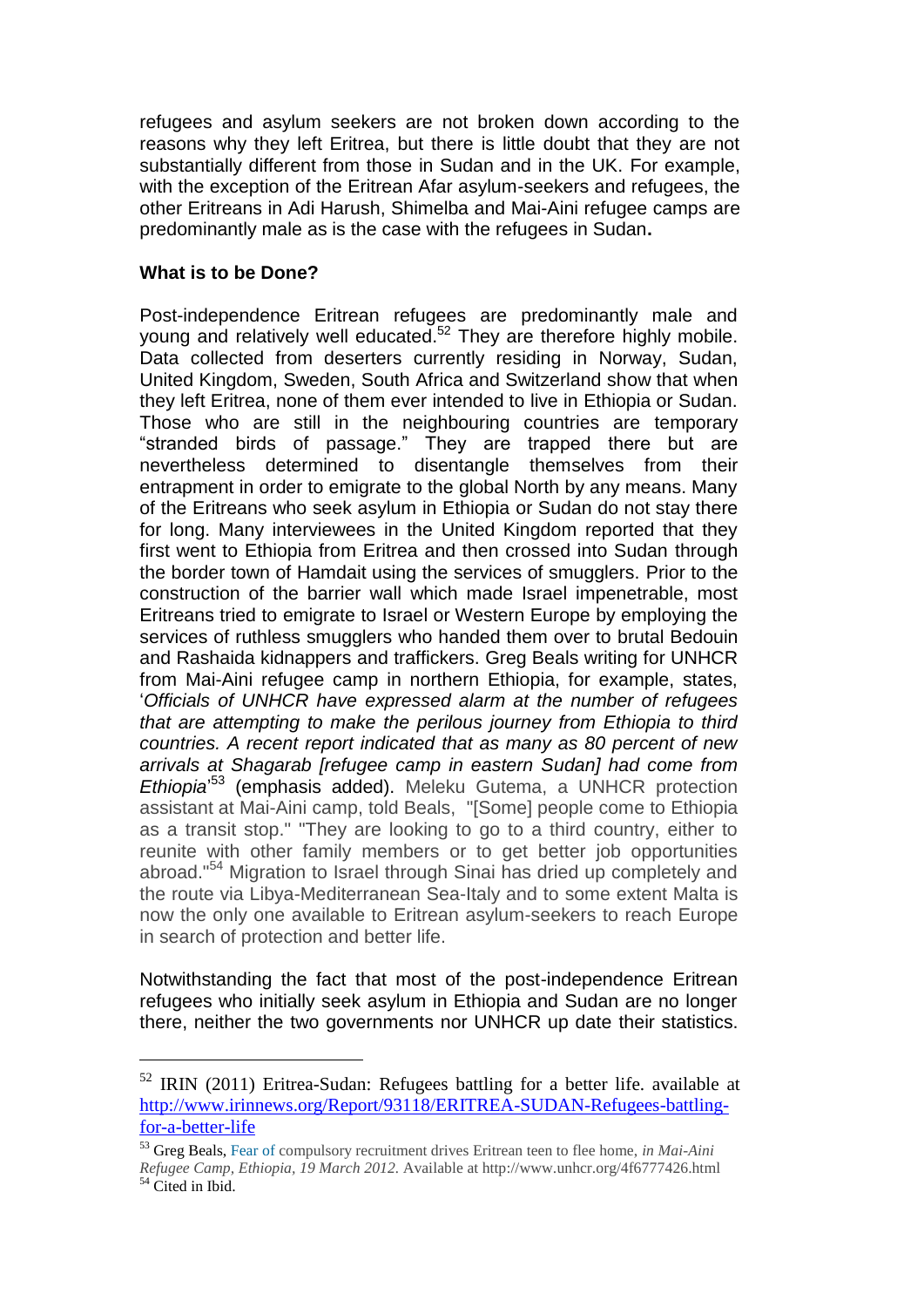refugees and asylum seekers are not broken down according to the reasons why they left Eritrea, but there is little doubt that they are not substantially different from those in Sudan and in the UK. For example, with the exception of the Eritrean Afar asylum-seekers and refugees, the other Eritreans in Adi Harush, Shimelba and Mai-Aini refugee camps are predominantly male as is the case with the refugees in Sudan**.**

**What is to be Done?**

Post-independence Eritrean refugees are predominantly male and young and relatively well educated.[52] They are therefore highly mobile. Data collected from deserters currently residing in Norway, Sudan, United Kingdom, Sweden, South Africa and Switzerland show that when they left Eritrea, none of them ever intended to live in Ethiopia or Sudan. Those who are still in the neighbouring countries are temporary "stranded birds of passage." They are trapped there but are nevertheless determined to disentangle themselves from their entrapment in order to emigrate to the global North by any means. Many of the Eritreans who seek asylum in Ethiopia or Sudan do not stay there for long. Many interviewees in the United Kingdom reported that they first went to Ethiopia from Eritrea and then crossed into Sudan through the border town of Hamdait using the services of smugglers. Prior to the construction of the barrier wall which made Israel impenetrable, most Eritreans tried to emigrate to Israel or Western Europe by employing the services of ruthless smugglers who handed them over to brutal Bedouin and Rashaida kidnappers and traffickers. Greg Beals writing for UNHCR from Mai-Aini refugee camp in northern Ethiopia, for example, states, '*Officials of UNHCR have expressed alarm at the number of refugees that are attempting to make the perilous journey from Ethiopia to third countries. A recent report indicated that as many as 80 percent of new arrivals at Shagarab [refugee camp in eastern Sudan] had come from Ethiopia*'[53] (emphasis added). Meleku Gutema, a UNHCR protection assistant at Mai-Aini camp, told Beals, "[Some] people come to Ethiopia as a transit stop." "They are looking to go to a third country, either to reunite with other family members or to get better job opportunities abroad."[54] Migration to Israel through Sinai has dried up completely and the route via Libya-Mediterranean Sea-Italy and to some extent Malta is now the only one available to Eritrean asylum-seekers to reach Europe in search of protection and better life.

Notwithstanding the fact that most of the post-independence Eritrean refugees who initially seek asylum in Ethiopia and Sudan are no longer there, neither the two governments nor UNHCR up date their statistics.

---

[52] IRIN (2011) Eritrea-Sudan: Refugees battling for a better life. available at http://www.irinnews.org/Report/93118/ERITREA-SUDAN-Refugees-battling-for-a-better-life

[53] Greg Beals, Fear of compulsory recruitment drives Eritrean teen to flee home, *in Mai-Aini Refugee Camp, Ethiopia, 19 March 2012.* Available at http://www.unhcr.org/4f6777426.html

[54] Cited in Ibid.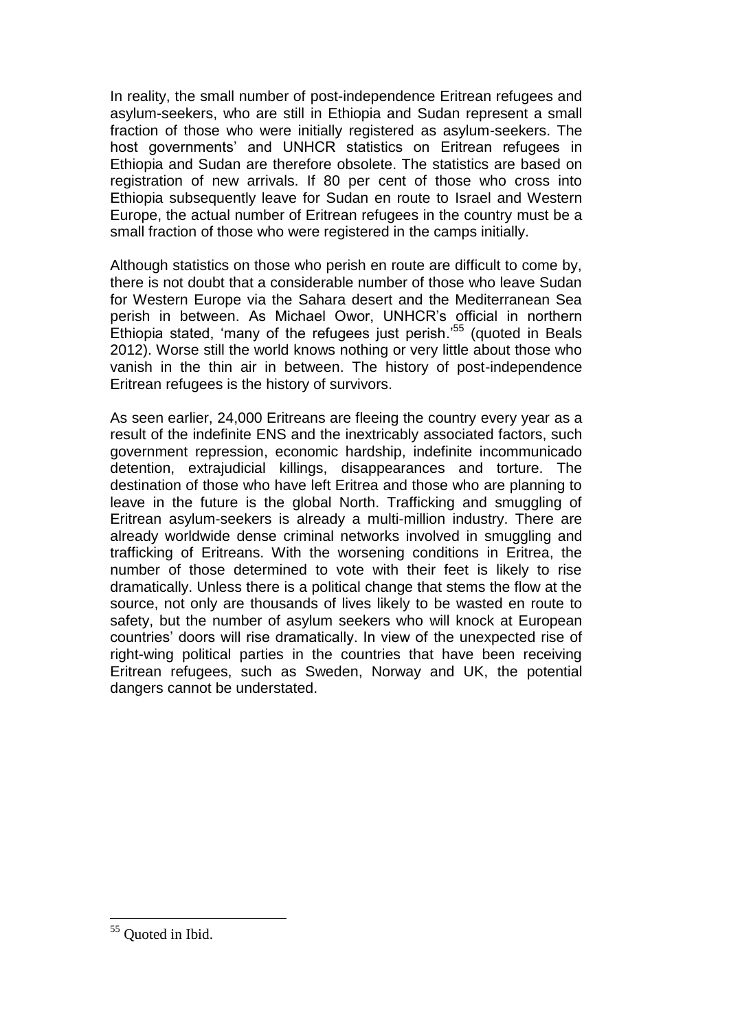In reality, the small number of post-independence Eritrean refugees and asylum-seekers, who are still in Ethiopia and Sudan represent a small fraction of those who were initially registered as asylum-seekers. The host governments' and UNHCR statistics on Eritrean refugees in Ethiopia and Sudan are therefore obsolete. The statistics are based on registration of new arrivals. If 80 per cent of those who cross into Ethiopia subsequently leave for Sudan en route to Israel and Western Europe, the actual number of Eritrean refugees in the country must be a small fraction of those who were registered in the camps initially.

Although statistics on those who perish en route are difficult to come by, there is not doubt that a considerable number of those who leave Sudan for Western Europe via the Sahara desert and the Mediterranean Sea perish in between. As Michael Owor, UNHCR's official in northern Ethiopia stated, 'many of the refugees just perish.'[55] (quoted in Beals 2012). Worse still the world knows nothing or very little about those who vanish in the thin air in between. The history of post-independence Eritrean refugees is the history of survivors.

As seen earlier, 24,000 Eritreans are fleeing the country every year as a result of the indefinite ENS and the inextricably associated factors, such government repression, economic hardship, indefinite incommunicado detention, extrajudicial killings, disappearances and torture. The destination of those who have left Eritrea and those who are planning to leave in the future is the global North. Trafficking and smuggling of Eritrean asylum-seekers is already a multi-million industry. There are already worldwide dense criminal networks involved in smuggling and trafficking of Eritreans. With the worsening conditions in Eritrea, the number of those determined to vote with their feet is likely to rise dramatically. Unless there is a political change that stems the flow at the source, not only are thousands of lives likely to be wasted en route to safety, but the number of asylum seekers who will knock at European countries' doors will rise dramatically. In view of the unexpected rise of right-wing political parties in the countries that have been receiving Eritrean refugees, such as Sweden, Norway and UK, the potential dangers cannot be understated.

---

[55] Quoted in Ibid.